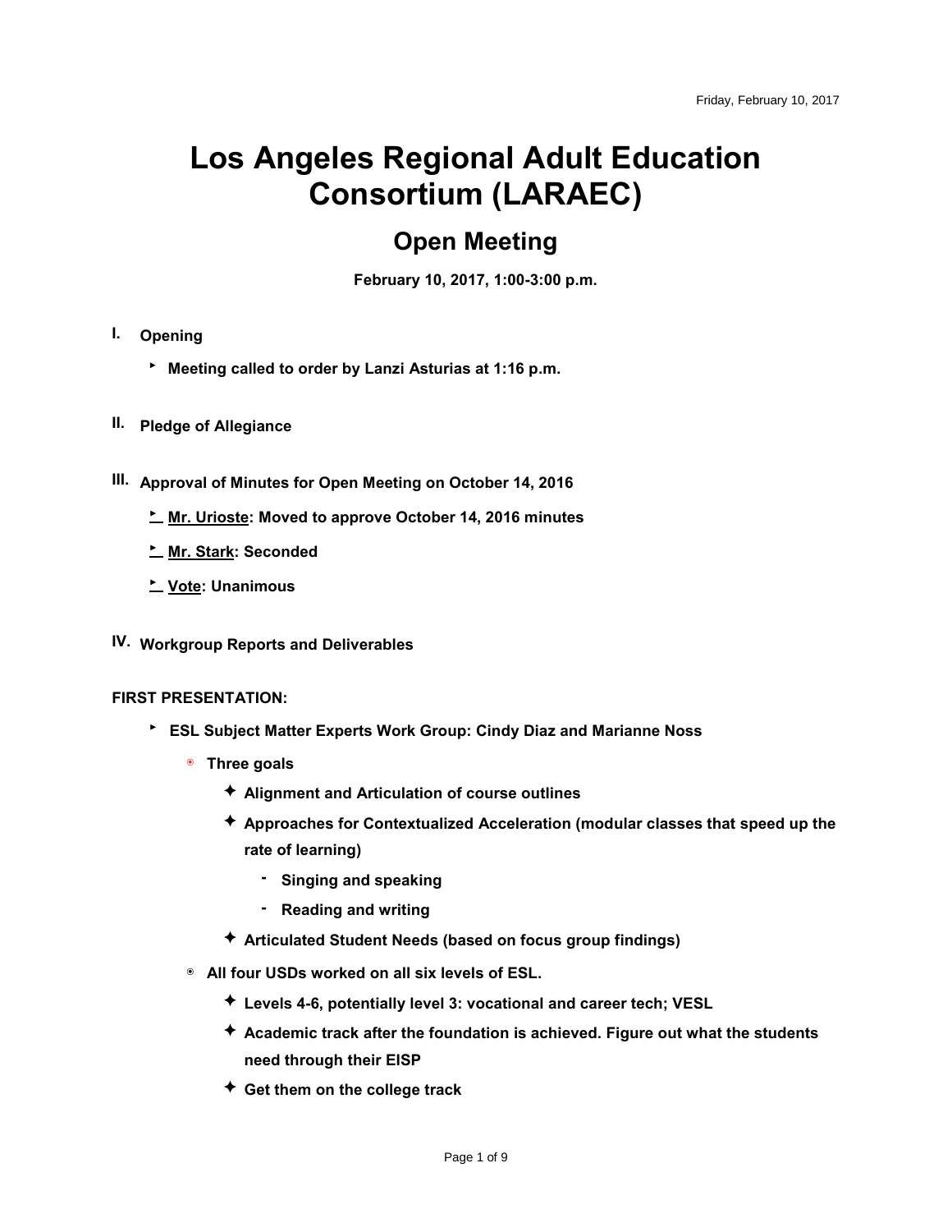Friday, February 10, 2017

# Los Angeles Regional Adult Education Consortium (LARAEC)

## Open Meeting

**February 10, 2017, 1:00-3:00 p.m.**

**I. Opening**

- **Meeting called to order by Lanzi Asturias at 1:16 p.m.**

**II. Pledge of Allegiance**

**III. Approval of Minutes for Open Meeting on October 14, 2016**

- **Mr. Urioste: Moved to approve October 14, 2016 minutes**
- **Mr. Stark: Seconded**
- **Vote: Unanimous**

**IV. Workgroup Reports and Deliverables**

**FIRST PRESENTATION:**

- **ESL Subject Matter Experts Work Group: Cindy Diaz and Marianne Noss**
  - **Three goals**
    - **Alignment and Articulation of course outlines**
    - **Approaches for Contextualized Acceleration (modular classes that speed up the rate of learning)**
      - **Singing and speaking**
      - **Reading and writing**
    - **Articulated Student Needs (based on focus group findings)**
  - **All four USDs worked on all six levels of ESL.**
    - **Levels 4-6, potentially level 3: vocational and career tech; VESL**
    - **Academic track after the foundation is achieved. Figure out what the students need through their EISP**
    - **Get them on the college track**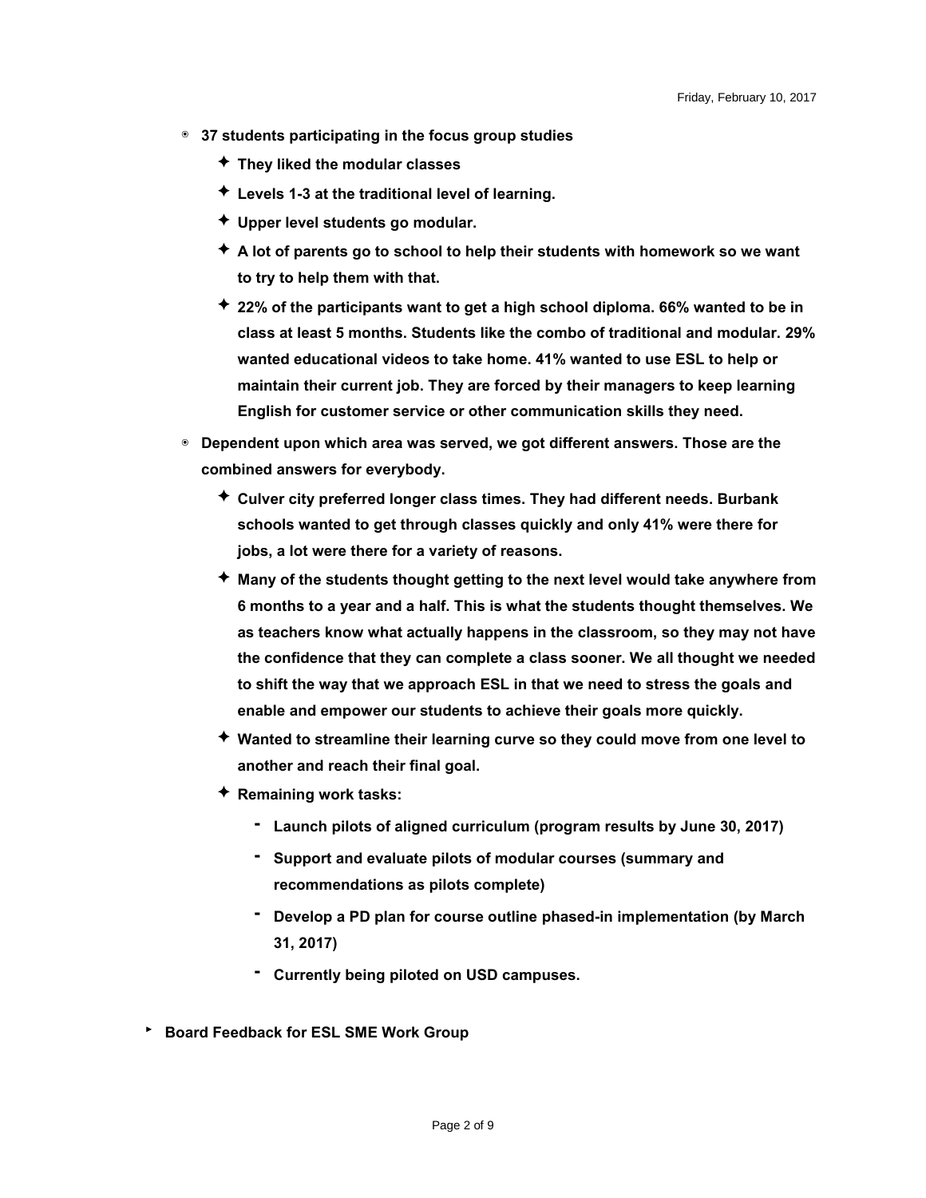- **37 students participating in the focus group studies**
  - **They liked the modular classes**
  - **Levels 1-3 at the traditional level of learning.**
  - **Upper level students go modular.**
  - **A lot of parents go to school to help their students with homework so we want to try to help them with that.**
  - **22% of the participants want to get a high school diploma. 66% wanted to be in class at least 5 months. Students like the combo of traditional and modular. 29% wanted educational videos to take home. 41% wanted to use ESL to help or maintain their current job. They are forced by their managers to keep learning English for customer service or other communication skills they need.**
- **Dependent upon which area was served, we got different answers. Those are the combined answers for everybody.**
  - **Culver city preferred longer class times. They had different needs. Burbank schools wanted to get through classes quickly and only 41% were there for jobs, a lot were there for a variety of reasons.**
  - **Many of the students thought getting to the next level would take anywhere from 6 months to a year and a half. This is what the students thought themselves. We as teachers know what actually happens in the classroom, so they may not have the confidence that they can complete a class sooner. We all thought we needed to shift the way that we approach ESL in that we need to stress the goals and enable and empower our students to achieve their goals more quickly.**
  - **Wanted to streamline their learning curve so they could move from one level to another and reach their final goal.**
  - **Remaining work tasks:**
    - **Launch pilots of aligned curriculum (program results by June 30, 2017)**
    - **Support and evaluate pilots of modular courses (summary and recommendations as pilots complete)**
    - **Develop a PD plan for course outline phased-in implementation (by March 31, 2017)**
    - **Currently being piloted on USD campuses.**

- **Board Feedback for ESL SME Work Group**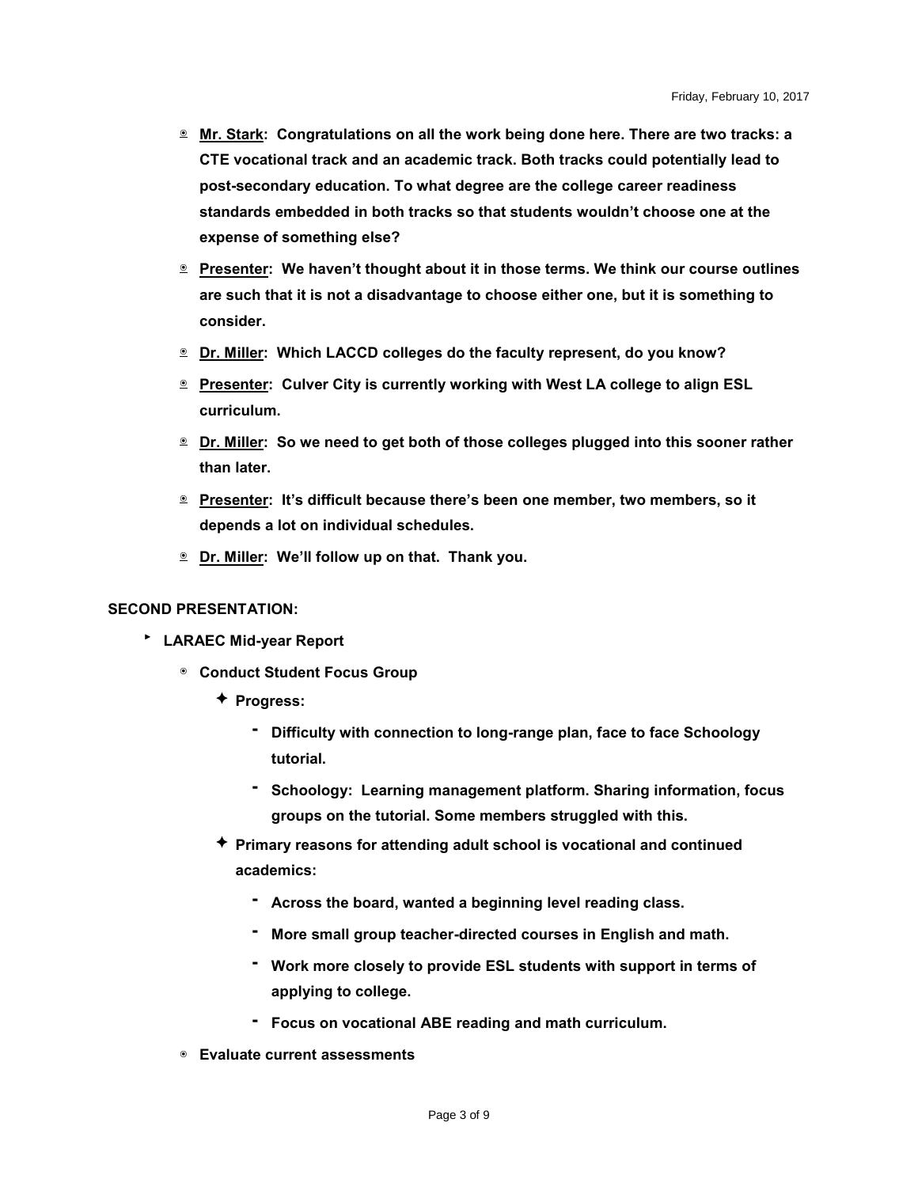- **<u>Mr. Stark</u>: Congratulations on all the work being done here. There are two tracks: a CTE vocational track and an academic track. Both tracks could potentially lead to post-secondary education. To what degree are the college career readiness standards embedded in both tracks so that students wouldn't choose one at the expense of something else?**
- **<u>Presenter</u>: We haven't thought about it in those terms. We think our course outlines are such that it is not a disadvantage to choose either one, but it is something to consider.**
- **<u>Dr. Miller</u>: Which LACCD colleges do the faculty represent, do you know?**
- **<u>Presenter</u>: Culver City is currently working with West LA college to align ESL curriculum.**
- **<u>Dr. Miller</u>: So we need to get both of those colleges plugged into this sooner rather than later.**
- **<u>Presenter</u>: It's difficult because there's been one member, two members, so it depends a lot on individual schedules.**
- **<u>Dr. Miller</u>: We'll follow up on that. Thank you.**

**SECOND PRESENTATION:**

- **LARAEC Mid-year Report**
  - **Conduct Student Focus Group**
    - **Progress:**
      - **Difficulty with connection to long-range plan, face to face Schoology tutorial.**
      - **Schoology: Learning management platform. Sharing information, focus groups on the tutorial. Some members struggled with this.**
    - **Primary reasons for attending adult school is vocational and continued academics:**
      - **Across the board, wanted a beginning level reading class.**
      - **More small group teacher-directed courses in English and math.**
      - **Work more closely to provide ESL students with support in terms of applying to college.**
      - **Focus on vocational ABE reading and math curriculum.**
  - **Evaluate current assessments**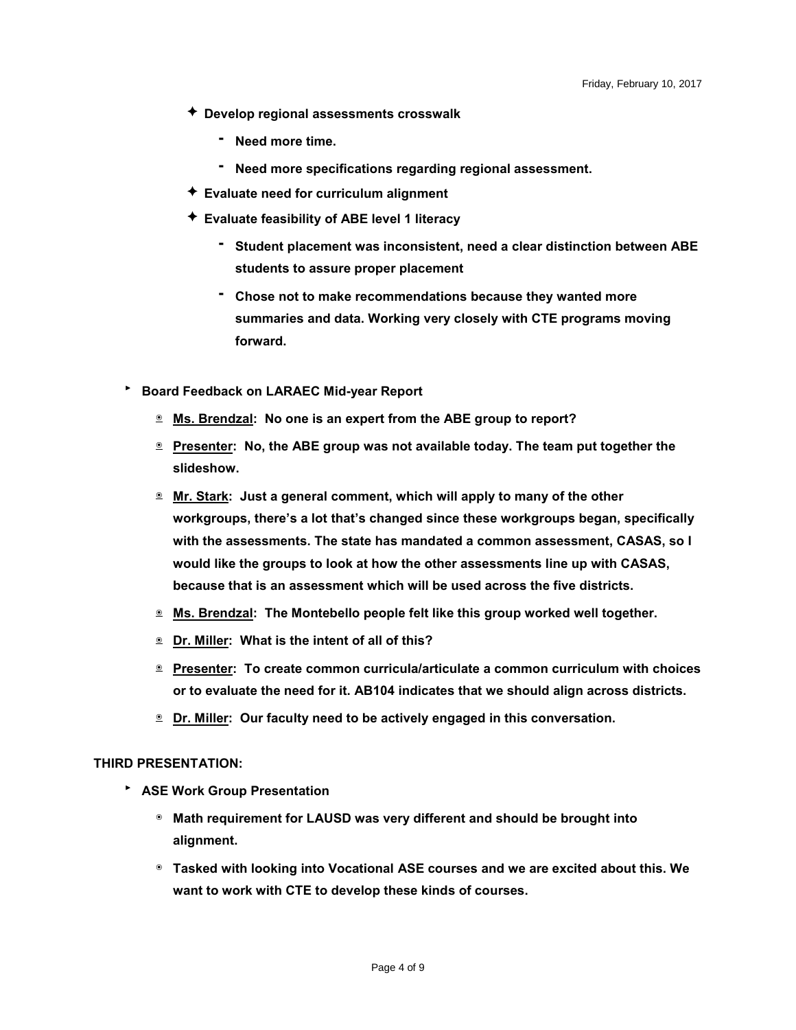- **Develop regional assessments crosswalk**
  - **Need more time.**
  - **Need more specifications regarding regional assessment.**
- **Evaluate need for curriculum alignment**
- **Evaluate feasibility of ABE level 1 literacy**
  - **Student placement was inconsistent, need a clear distinction between ABE students to assure proper placement**
  - **Chose not to make recommendations because they wanted more summaries and data. Working very closely with CTE programs moving forward.**

- **Board Feedback on LARAEC Mid-year Report**
  - **<u>Ms. Brendzal</u>: No one is an expert from the ABE group to report?**
  - **<u>Presenter</u>: No, the ABE group was not available today. The team put together the slideshow.**
  - **<u>Mr. Stark</u>: Just a general comment, which will apply to many of the other workgroups, there's a lot that's changed since these workgroups began, specifically with the assessments. The state has mandated a common assessment, CASAS, so I would like the groups to look at how the other assessments line up with CASAS, because that is an assessment which will be used across the five districts.**
  - **<u>Ms. Brendzal</u>: The Montebello people felt like this group worked well together.**
  - **<u>Dr. Miller</u>: What is the intent of all of this?**
  - **<u>Presenter</u>: To create common curricula/articulate a common curriculum with choices or to evaluate the need for it. AB104 indicates that we should align across districts.**
  - **<u>Dr. Miller</u>: Our faculty need to be actively engaged in this conversation.**

**THIRD PRESENTATION:**

- **ASE Work Group Presentation**
  - **Math requirement for LAUSD was very different and should be brought into alignment.**
  - **Tasked with looking into Vocational ASE courses and we are excited about this. We want to work with CTE to develop these kinds of courses.**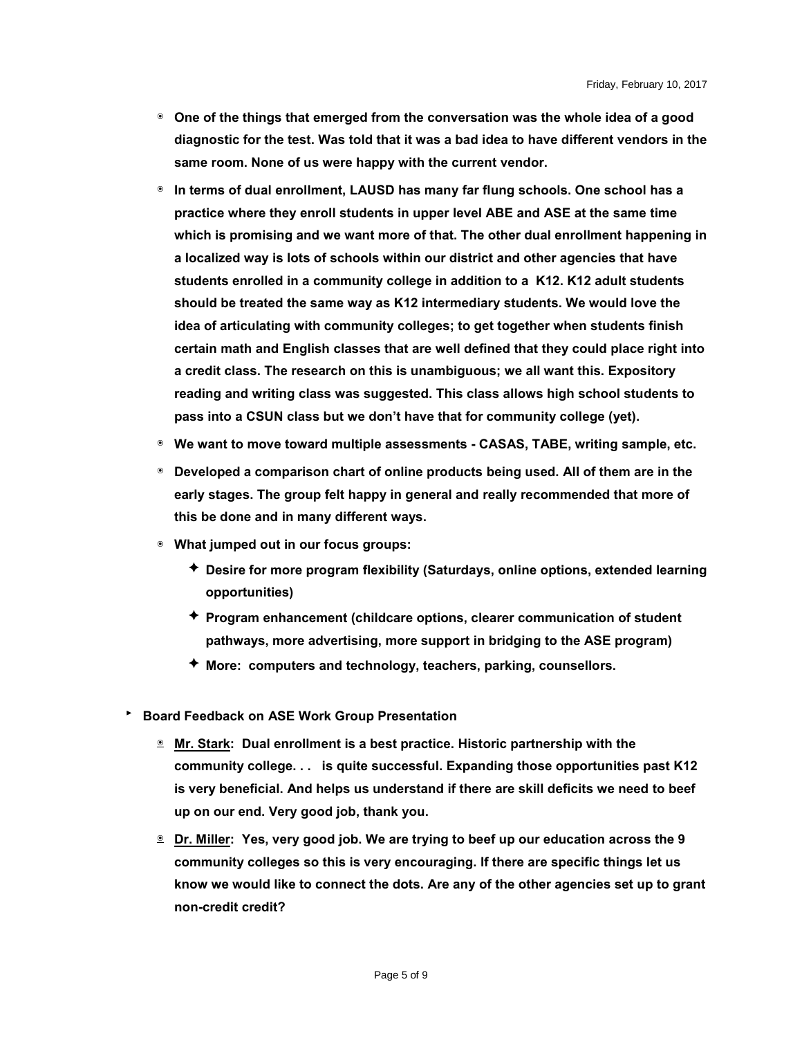- **One of the things that emerged from the conversation was the whole idea of a good diagnostic for the test. Was told that it was a bad idea to have different vendors in the same room. None of us were happy with the current vendor.**
- **In terms of dual enrollment, LAUSD has many far flung schools. One school has a practice where they enroll students in upper level ABE and ASE at the same time which is promising and we want more of that. The other dual enrollment happening in a localized way is lots of schools within our district and other agencies that have students enrolled in a community college in addition to a K12. K12 adult students should be treated the same way as K12 intermediary students. We would love the idea of articulating with community colleges; to get together when students finish certain math and English classes that are well defined that they could place right into a credit class. The research on this is unambiguous; we all want this. Expository reading and writing class was suggested. This class allows high school students to pass into a CSUN class but we don't have that for community college (yet).**
- **We want to move toward multiple assessments - CASAS, TABE, writing sample, etc.**
- **Developed a comparison chart of online products being used. All of them are in the early stages. The group felt happy in general and really recommended that more of this be done and in many different ways.**
- **What jumped out in our focus groups:**
  - **Desire for more program flexibility (Saturdays, online options, extended learning opportunities)**
  - **Program enhancement (childcare options, clearer communication of student pathways, more advertising, more support in bridging to the ASE program)**
  - **More: computers and technology, teachers, parking, counsellors.**

- **Board Feedback on ASE Work Group Presentation**
  - **<u>Mr. Stark</u>: Dual enrollment is a best practice. Historic partnership with the community college. . . is quite successful. Expanding those opportunities past K12 is very beneficial. And helps us understand if there are skill deficits we need to beef up on our end. Very good job, thank you.**
  - **<u>Dr. Miller</u>: Yes, very good job. We are trying to beef up our education across the 9 community colleges so this is very encouraging. If there are specific things let us know we would like to connect the dots. Are any of the other agencies set up to grant non-credit credit?**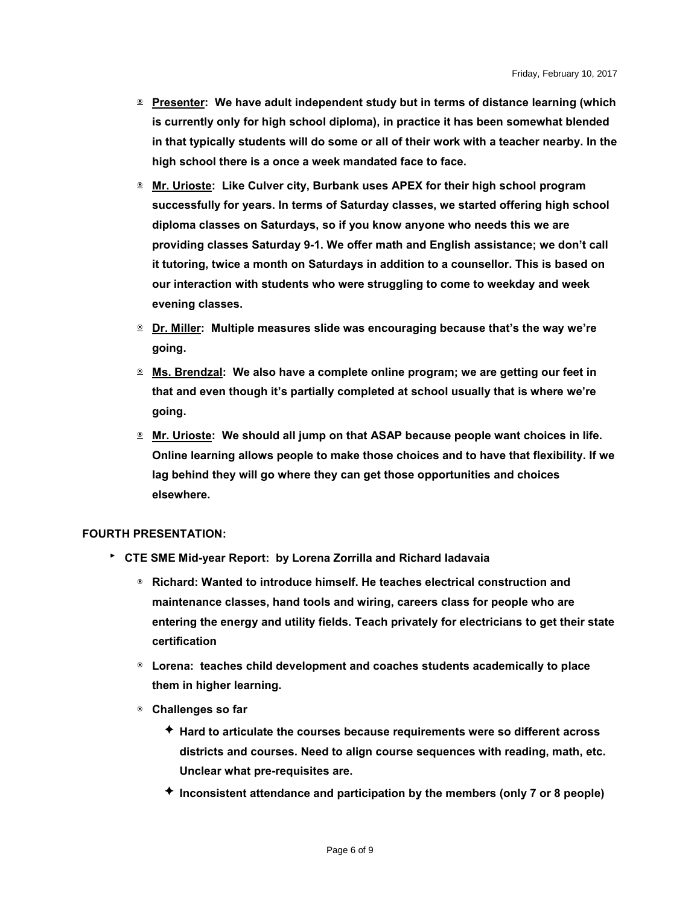- **Presenter: We have adult independent study but in terms of distance learning (which is currently only for high school diploma), in practice it has been somewhat blended in that typically students will do some or all of their work with a teacher nearby. In the high school there is a once a week mandated face to face.**
- **Mr. Urioste: Like Culver city, Burbank uses APEX for their high school program successfully for years. In terms of Saturday classes, we started offering high school diploma classes on Saturdays, so if you know anyone who needs this we are providing classes Saturday 9-1. We offer math and English assistance; we don't call it tutoring, twice a month on Saturdays in addition to a counsellor. This is based on our interaction with students who were struggling to come to weekday and week evening classes.**
- **Dr. Miller: Multiple measures slide was encouraging because that's the way we're going.**
- **Ms. Brendzal: We also have a complete online program; we are getting our feet in that and even though it's partially completed at school usually that is where we're going.**
- **Mr. Urioste: We should all jump on that ASAP because people want choices in life. Online learning allows people to make those choices and to have that flexibility. If we lag behind they will go where they can get those opportunities and choices elsewhere.**

**FOURTH PRESENTATION:**

- **CTE SME Mid-year Report: by Lorena Zorrilla and Richard Iadavaia**
  - **Richard: Wanted to introduce himself. He teaches electrical construction and maintenance classes, hand tools and wiring, careers class for people who are entering the energy and utility fields. Teach privately for electricians to get their state certification**
  - **Lorena: teaches child development and coaches students academically to place them in higher learning.**
  - **Challenges so far**
    - **Hard to articulate the courses because requirements were so different across districts and courses. Need to align course sequences with reading, math, etc. Unclear what pre-requisites are.**
    - **Inconsistent attendance and participation by the members (only 7 or 8 people)**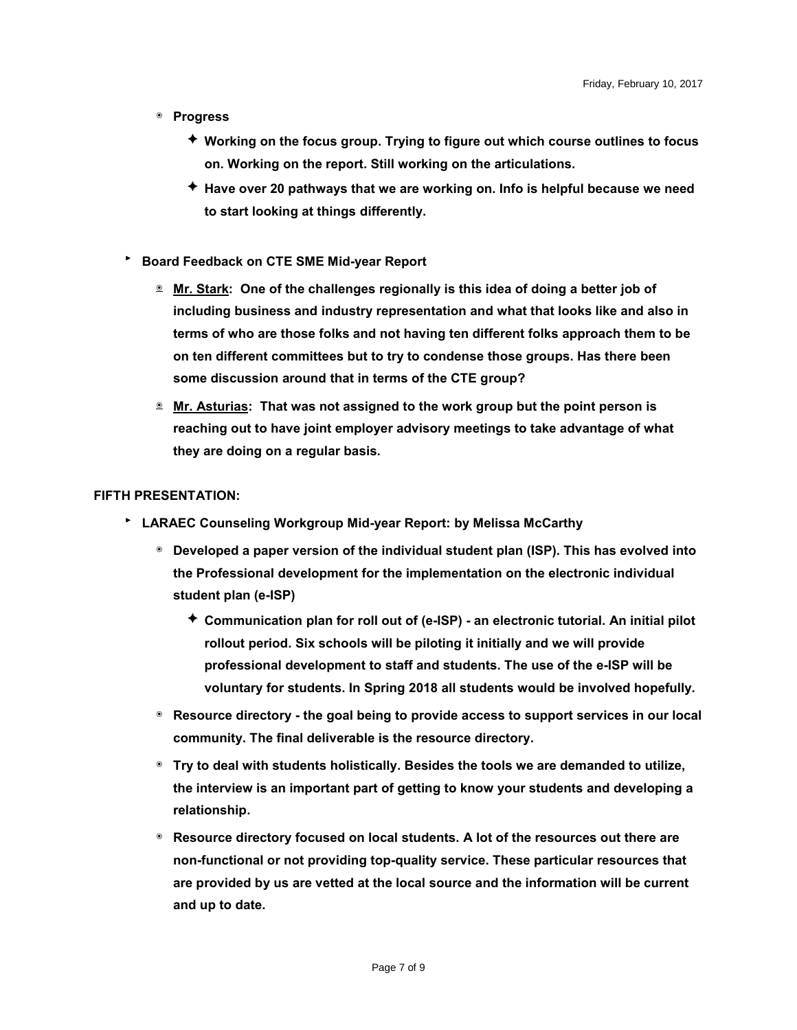- **Progress**
  - **Working on the focus group. Trying to figure out which course outlines to focus on. Working on the report. Still working on the articulations.**
  - **Have over 20 pathways that we are working on. Info is helpful because we need to start looking at things differently.**

- **Board Feedback on CTE SME Mid-year Report**
  - **<u>Mr. Stark</u>: One of the challenges regionally is this idea of doing a better job of including business and industry representation and what that looks like and also in terms of who are those folks and not having ten different folks approach them to be on ten different committees but to try to condense those groups. Has there been some discussion around that in terms of the CTE group?**
  - **<u>Mr. Asturias</u>: That was not assigned to the work group but the point person is reaching out to have joint employer advisory meetings to take advantage of what they are doing on a regular basis.**

**FIFTH PRESENTATION:**

- **LARAEC Counseling Workgroup Mid-year Report: by Melissa McCarthy**
  - **Developed a paper version of the individual student plan (ISP). This has evolved into the Professional development for the implementation on the electronic individual student plan (e-ISP)**
    - **Communication plan for roll out of (e-ISP) - an electronic tutorial. An initial pilot rollout period. Six schools will be piloting it initially and we will provide professional development to staff and students. The use of the e-ISP will be voluntary for students. In Spring 2018 all students would be involved hopefully.**
  - **Resource directory - the goal being to provide access to support services in our local community. The final deliverable is the resource directory.**
  - **Try to deal with students holistically. Besides the tools we are demanded to utilize, the interview is an important part of getting to know your students and developing a relationship.**
  - **Resource directory focused on local students. A lot of the resources out there are non-functional or not providing top-quality service. These particular resources that are provided by us are vetted at the local source and the information will be current and up to date.**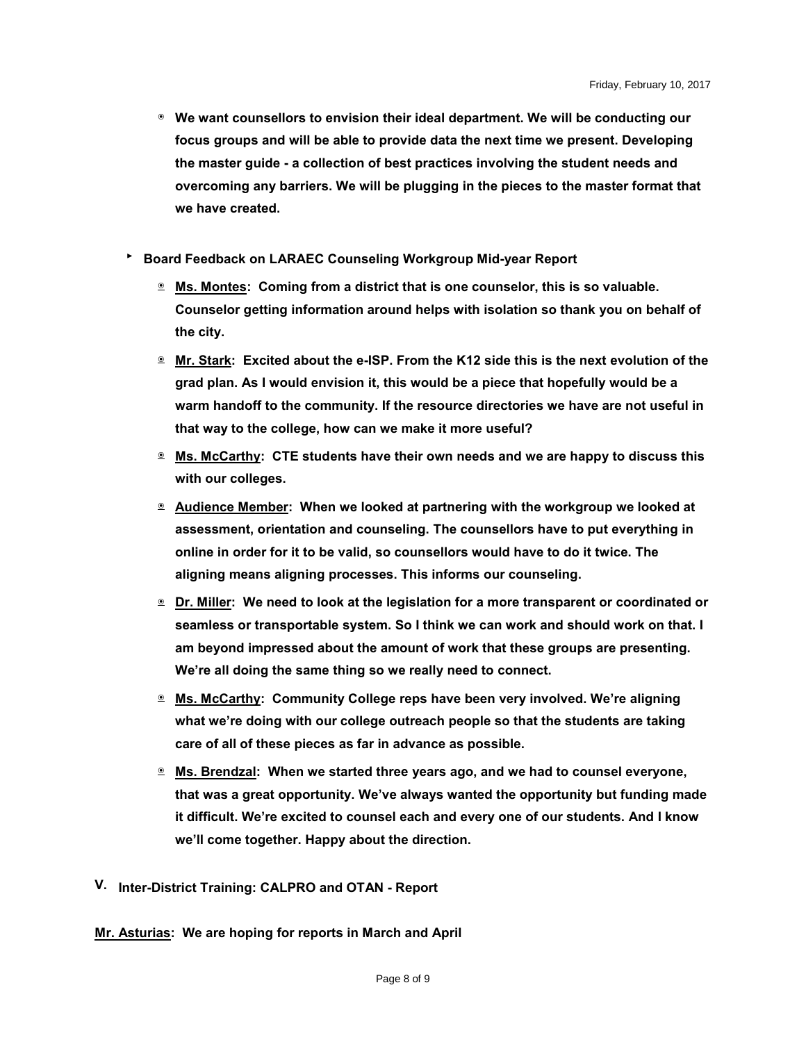- **We want counsellors to envision their ideal department. We will be conducting our focus groups and will be able to provide data the next time we present. Developing the master guide - a collection of best practices involving the student needs and overcoming any barriers. We will be plugging in the pieces to the master format that we have created.**

- **Board Feedback on LARAEC Counseling Workgroup Mid-year Report**
  - **<u>Ms. Montes</u>: Coming from a district that is one counselor, this is so valuable. Counselor getting information around helps with isolation so thank you on behalf of the city.**
  - **<u>Mr. Stark</u>: Excited about the e-ISP. From the K12 side this is the next evolution of the grad plan. As I would envision it, this would be a piece that hopefully would be a warm handoff to the community. If the resource directories we have are not useful in that way to the college, how can we make it more useful?**
  - **<u>Ms. McCarthy</u>: CTE students have their own needs and we are happy to discuss this with our colleges.**
  - **<u>Audience Member</u>: When we looked at partnering with the workgroup we looked at assessment, orientation and counseling. The counsellors have to put everything in online in order for it to be valid, so counsellors would have to do it twice. The aligning means aligning processes. This informs our counseling.**
  - **<u>Dr. Miller</u>: We need to look at the legislation for a more transparent or coordinated or seamless or transportable system. So I think we can work and should work on that. I am beyond impressed about the amount of work that these groups are presenting. We're all doing the same thing so we really need to connect.**
  - **<u>Ms. McCarthy</u>: Community College reps have been very involved. We're aligning what we're doing with our college outreach people so that the students are taking care of all of these pieces as far in advance as possible.**
  - **<u>Ms. Brendzal</u>: When we started three years ago, and we had to counsel everyone, that was a great opportunity. We've always wanted the opportunity but funding made it difficult. We're excited to counsel each and every one of our students. And I know we'll come together. Happy about the direction.**

## V. Inter-District Training: CALPRO and OTAN - Report

**<u>Mr. Asturias</u>: We are hoping for reports in March and April**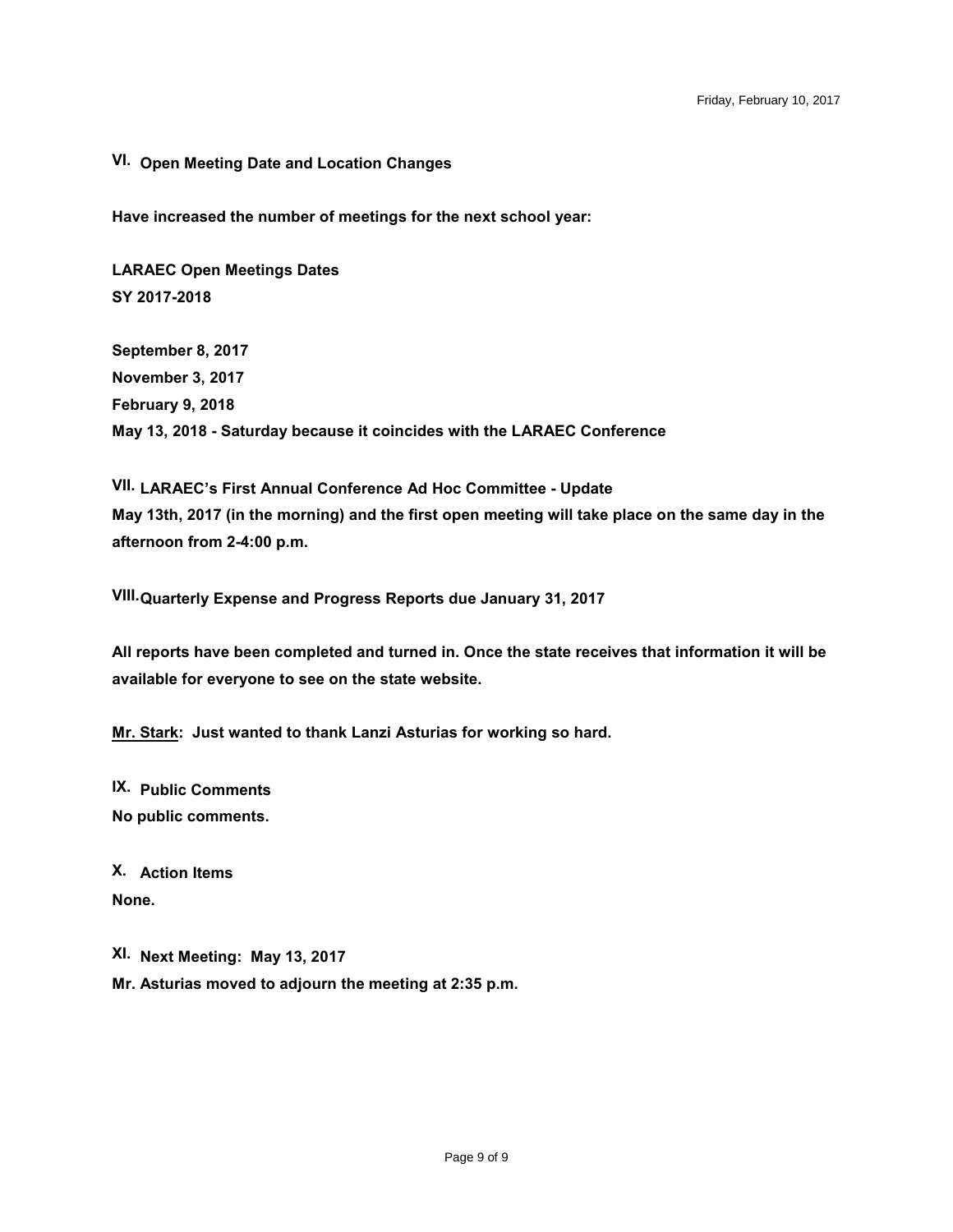## VI. Open Meeting Date and Location Changes

**Have increased the number of meetings for the next school year:**

**LARAEC Open Meetings Dates**
**SY 2017-2018**

**September 8, 2017**
**November 3, 2017**
**February 9, 2018**
**May 13, 2018 - Saturday because it coincides with the LARAEC Conference**

## VII. LARAEC's First Annual Conference Ad Hoc Committee - Update

**May 13th, 2017 (in the morning) and the first open meeting will take place on the same day in the afternoon from 2-4:00 p.m.**

## VIII. Quarterly Expense and Progress Reports due January 31, 2017

**All reports have been completed and turned in. Once the state receives that information it will be available for everyone to see on the state website.**

**Mr. Stark: Just wanted to thank Lanzi Asturias for working so hard.**

## IX. Public Comments

**No public comments.**

## X. Action Items

**None.**

## XI. Next Meeting: May 13, 2017

**Mr. Asturias moved to adjourn the meeting at 2:35 p.m.**